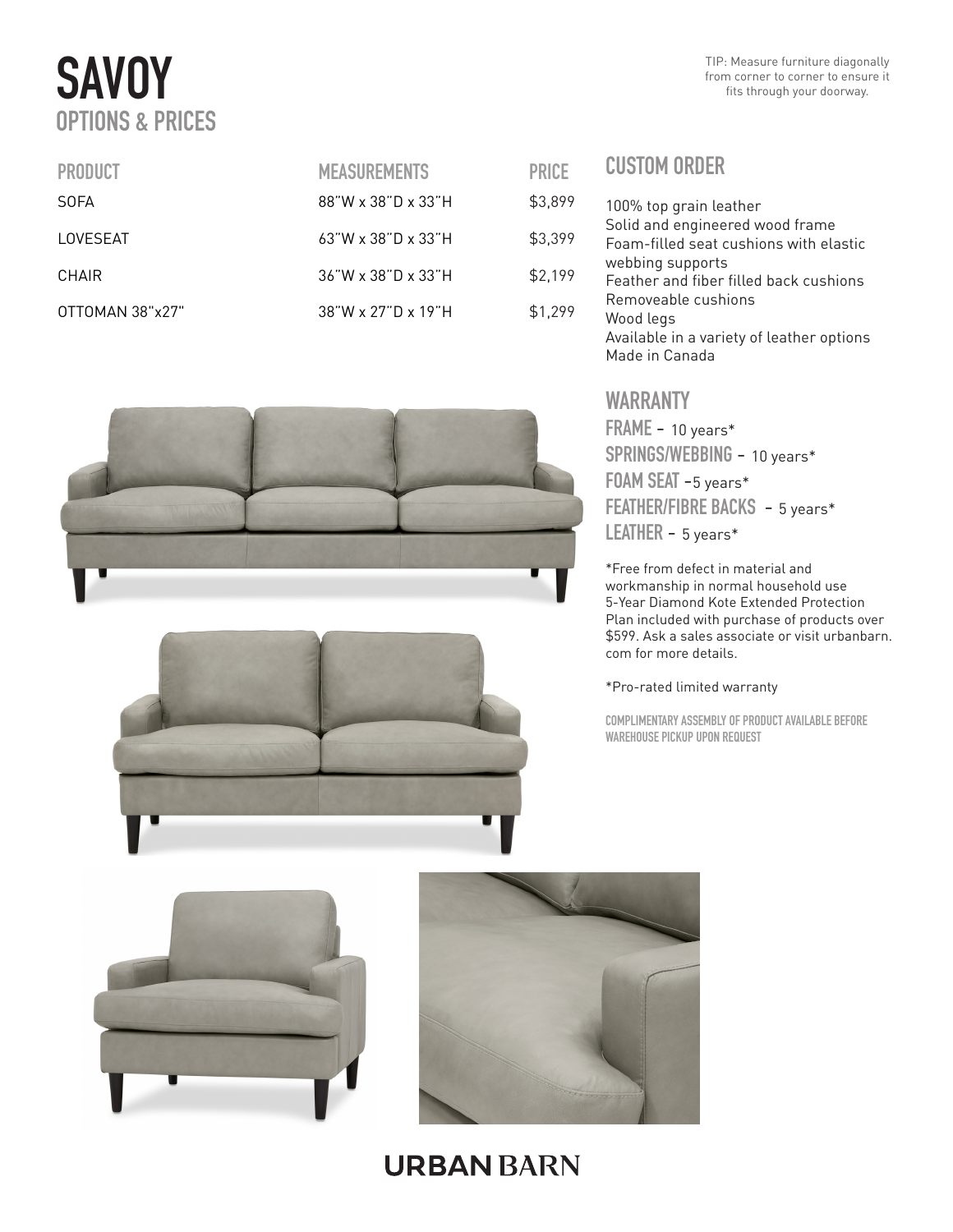# SAVOY

## OPTIONS & PRICES

TIP: Measure furniture diagonally from corner to corner to ensure it fits through your doorway.

| PRODUCT | MEASUREMENTS | PRICE |
| --- | --- | --- |
| SOFA | 88"W x 38"D x 33"H | $3,899 |
| LOVESEAT | 63"W x 38"D x 33"H | $3,399 |
| CHAIR | 36"W x 38"D x 33"H | $2,199 |
| OTTOMAN 38"x27" | 38"W x 27"D x 19"H | $1,299 |

## CUSTOM ORDER

100% top grain leather
Solid and engineered wood frame
Foam-filled seat cushions with elastic webbing supports
Feather and fiber filled back cushions
Removeable cushions
Wood legs
Available in a variety of leather options
Made in Canada

## WARRANTY

**FRAME** - 10 years*
**SPRINGS/WEBBING** - 10 years*
**FOAM SEAT** -5 years*
**FEATHER/FIBRE BACKS** - 5 years*
**LEATHER** - 5 years*

*Free from defect in material and workmanship in normal household use
5-Year Diamond Kote Extended Protection Plan included with purchase of products over $599. Ask a sales associate or visit urbanbarn.com for more details.

*Pro-rated limited warranty

COMPLIMENTARY ASSEMBLY OF PRODUCT AVAILABLE BEFORE WAREHOUSE PICKUP UPON REQUEST

URBAN BARN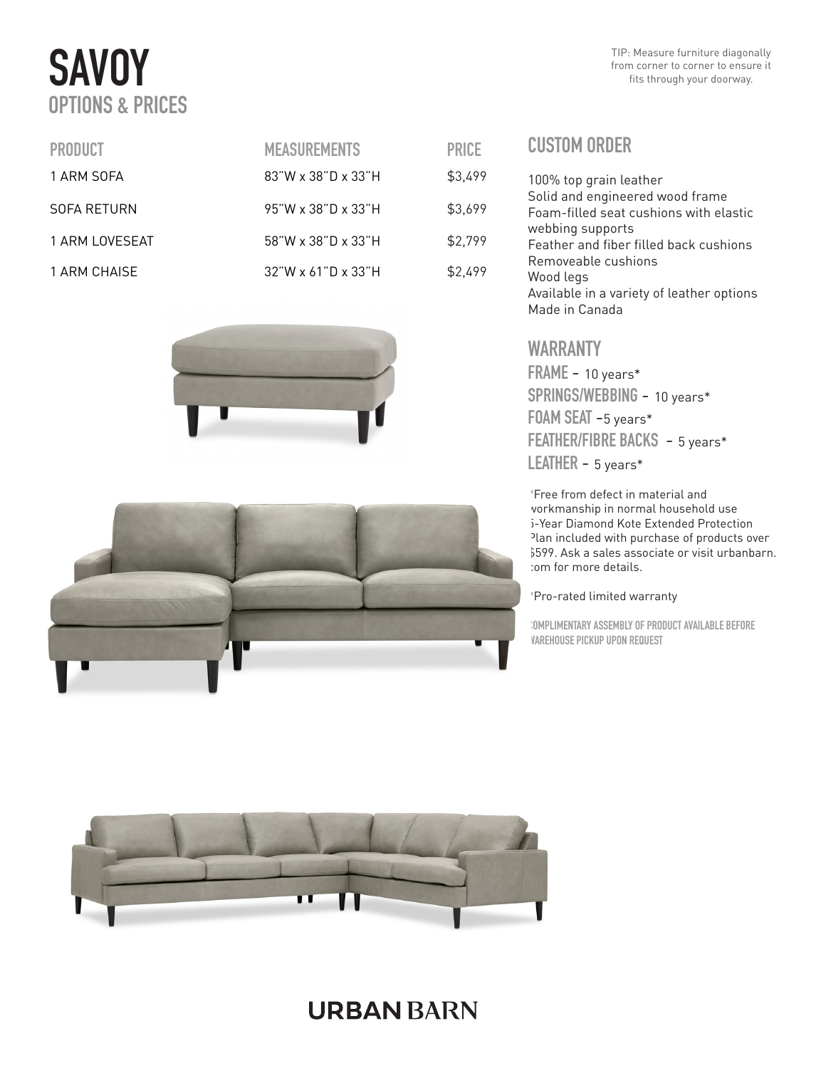# SAVOY

## OPTIONS & PRICES

TIP: Measure furniture diagonally from corner to corner to ensure it fits through your doorway.

| PRODUCT | MEASUREMENTS | PRICE |
|---|---|---|
| 1 ARM SOFA | 83"W x 38"D x 33"H | $3,499 |
| SOFA RETURN | 95"W x 38"D x 33"H | $3,699 |
| 1 ARM LOVESEAT | 58"W x 38"D x 33"H | $2,799 |
| 1 ARM CHAISE | 32"W x 61"D x 33"H | $2,499 |

## CUSTOM ORDER

100% top grain leather
Solid and engineered wood frame
Foam-filled seat cushions with elastic webbing supports
Feather and fiber filled back cushions
Removeable cushions
Wood legs
Available in a variety of leather options
Made in Canada

## WARRANTY

**FRAME** - 10 years*
**SPRINGS/WEBBING** - 10 years*
**FOAM SEAT** -5 years*
**FEATHER/FIBRE BACKS** - 5 years*
**LEATHER** - 5 years*

*Free from defect in material and workmanship in normal household use
5-Year Diamond Kote Extended Protection Plan included with purchase of products over $599. Ask a sales associate or visit urbanbarn.com for more details.

*Pro-rated limited warranty

**COMPLIMENTARY ASSEMBLY OF PRODUCT AVAILABLE BEFORE WAREHOUSE PICKUP UPON REQUEST**

URBAN BARN